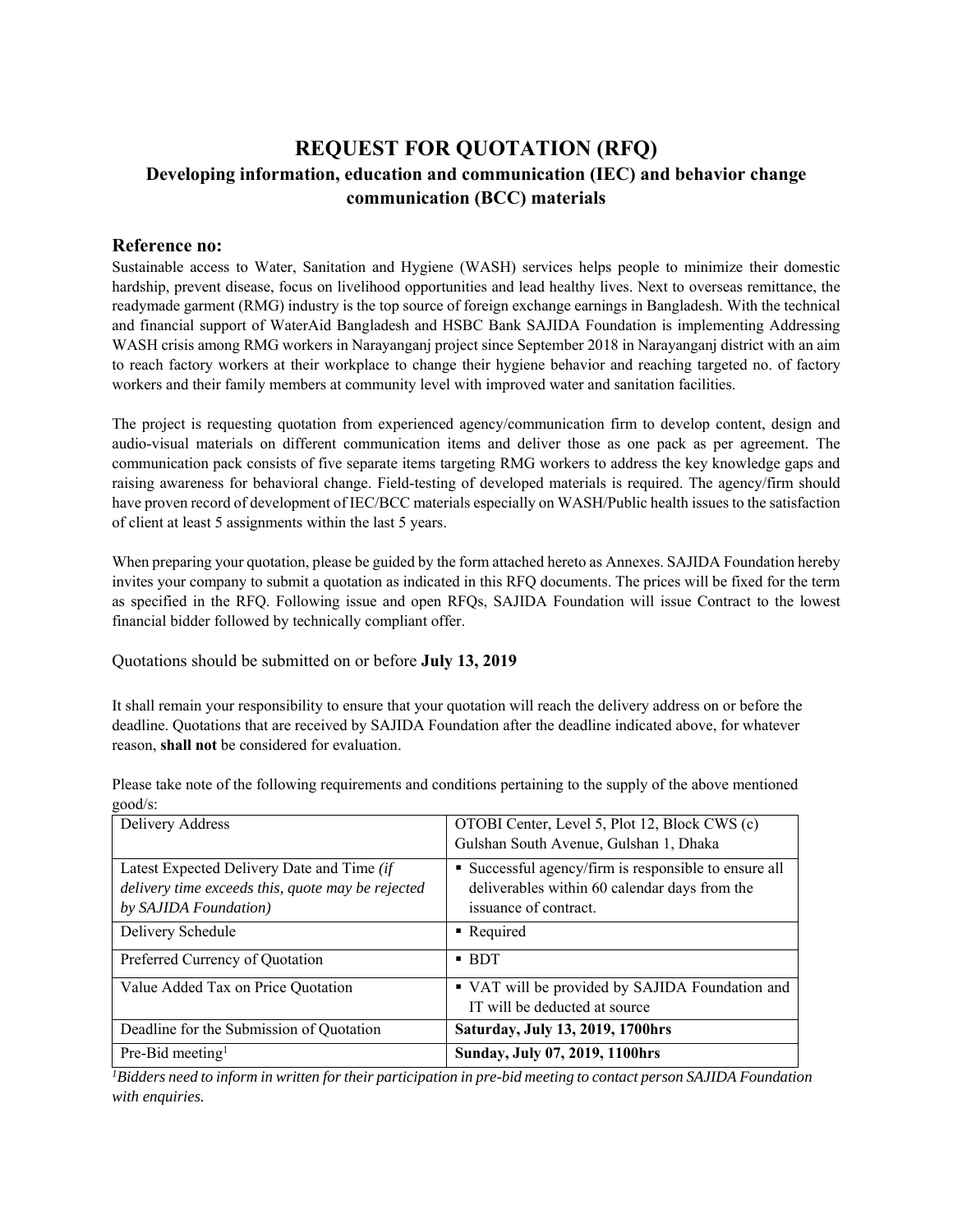# REQUEST FOR QUOTATION (RFQ)

## Developing information, education and communication (IEC) and behavior change communication (BCC) materials

### Reference no:

Sustainable access to Water, Sanitation and Hygiene (WASH) services helps people to minimize their domestic hardship, prevent disease, focus on livelihood opportunities and lead healthy lives. Next to overseas remittance, the readymade garment (RMG) industry is the top source of foreign exchange earnings in Bangladesh. With the technical and financial support of WaterAid Bangladesh and HSBC Bank SAJIDA Foundation is implementing Addressing WASH crisis among RMG workers in Narayanganj project since September 2018 in Narayanganj district with an aim to reach factory workers at their workplace to change their hygiene behavior and reaching targeted no. of factory workers and their family members at community level with improved water and sanitation facilities.

The project is requesting quotation from experienced agency/communication firm to develop content, design and audio-visual materials on different communication items and deliver those as one pack as per agreement. The communication pack consists of five separate items targeting RMG workers to address the key knowledge gaps and raising awareness for behavioral change. Field-testing of developed materials is required. The agency/firm should have proven record of development of IEC/BCC materials especially on WASH/Public health issues to the satisfaction of client at least 5 assignments within the last 5 years.

When preparing your quotation, please be guided by the form attached hereto as Annexes. SAJIDA Foundation hereby invites your company to submit a quotation as indicated in this RFQ documents. The prices will be fixed for the term as specified in the RFQ. Following issue and open RFQs, SAJIDA Foundation will issue Contract to the lowest financial bidder followed by technically compliant offer.

Quotations should be submitted on or before **July 13, 2019**

It shall remain your responsibility to ensure that your quotation will reach the delivery address on or before the deadline. Quotations that are received by SAJIDA Foundation after the deadline indicated above, for whatever reason, **shall not** be considered for evaluation.

Please take note of the following requirements and conditions pertaining to the supply of the above mentioned good/s:

| | |
|---|---|
| Delivery Address | OTOBI Center, Level 5, Plot 12, Block CWS (c) Gulshan South Avenue, Gulshan 1, Dhaka |
| Latest Expected Delivery Date and Time *(if delivery time exceeds this, quote may be rejected by SAJIDA Foundation)* | ▪ Successful agency/firm is responsible to ensure all deliverables within 60 calendar days from the issuance of contract. |
| Delivery Schedule | ▪ Required |
| Preferred Currency of Quotation | ▪ BDT |
| Value Added Tax on Price Quotation | ▪ VAT will be provided by SAJIDA Foundation and IT will be deducted at source |
| Deadline for the Submission of Quotation | **Saturday, July 13, 2019, 1700hrs** |
| Pre-Bid meeting[1] | **Sunday, July 07, 2019, 1100hrs** |

*[1]Bidders need to inform in written for their participation in pre-bid meeting to contact person SAJIDA Foundation with enquiries.*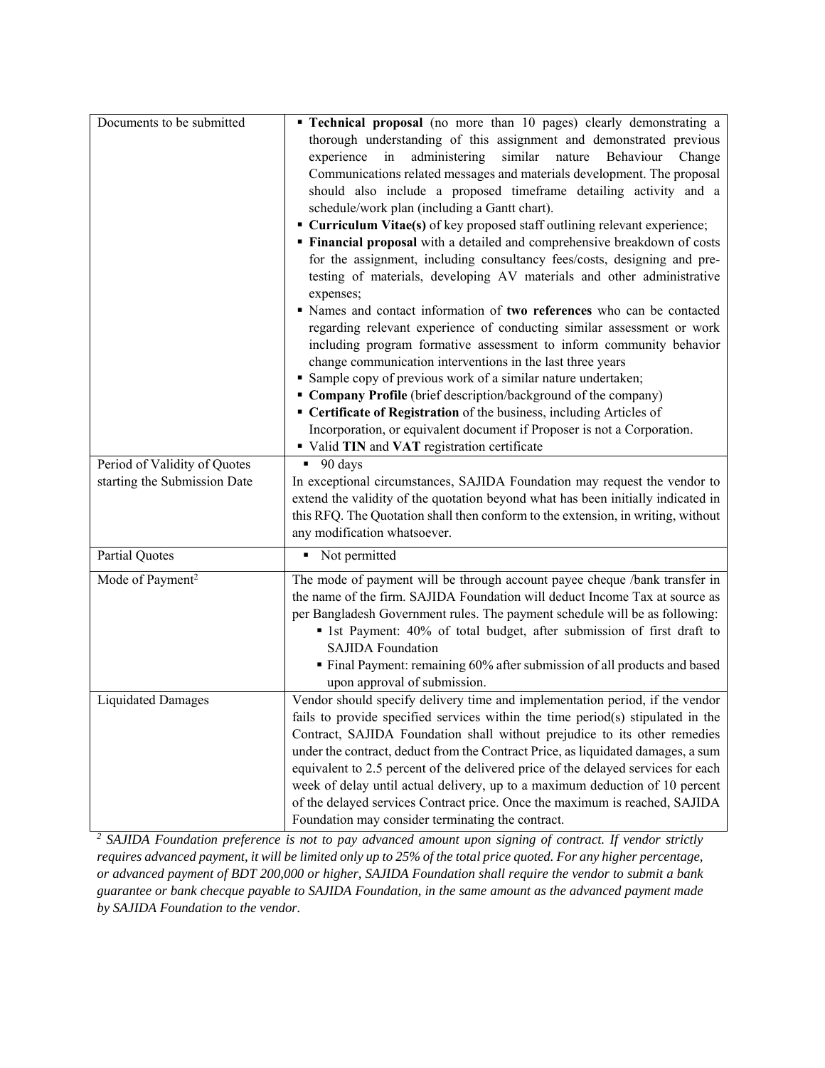| | |
|---|---|
| Documents to be submitted | ▪ **Technical proposal** (no more than 10 pages) clearly demonstrating a thorough understanding of this assignment and demonstrated previous experience in administering similar nature Behaviour Change Communications related messages and materials development. The proposal should also include a proposed timeframe detailing activity and a schedule/work plan (including a Gantt chart).<br>▪ **Curriculum Vitae(s)** of key proposed staff outlining relevant experience;<br>▪ **Financial proposal** with a detailed and comprehensive breakdown of costs for the assignment, including consultancy fees/costs, designing and pre-testing of materials, developing AV materials and other administrative expenses;<br>▪ Names and contact information of **two references** who can be contacted regarding relevant experience of conducting similar assessment or work including program formative assessment to inform community behavior change communication interventions in the last three years<br>▪ Sample copy of previous work of a similar nature undertaken;<br>▪ **Company Profile** (brief description/background of the company)<br>▪ **Certificate of Registration** of the business, including Articles of Incorporation, or equivalent document if Proposer is not a Corporation.<br>▪ Valid **TIN** and **VAT** registration certificate |
| Period of Validity of Quotes starting the Submission Date | ▪ 90 days<br>In exceptional circumstances, SAJIDA Foundation may request the vendor to extend the validity of the quotation beyond what has been initially indicated in this RFQ. The Quotation shall then conform to the extension, in writing, without any modification whatsoever. |
| Partial Quotes | ▪ Not permitted |
| Mode of Payment[2] | The mode of payment will be through account payee cheque /bank transfer in the name of the firm. SAJIDA Foundation will deduct Income Tax at source as per Bangladesh Government rules. The payment schedule will be as following:<br>▪ 1st Payment: 40% of total budget, after submission of first draft to SAJIDA Foundation<br>▪ Final Payment: remaining 60% after submission of all products and based upon approval of submission. |
| Liquidated Damages | Vendor should specify delivery time and implementation period, if the vendor fails to provide specified services within the time period(s) stipulated in the Contract, SAJIDA Foundation shall without prejudice to its other remedies under the contract, deduct from the Contract Price, as liquidated damages, a sum equivalent to 2.5 percent of the delivered price of the delayed services for each week of delay until actual delivery, up to a maximum deduction of 10 percent of the delayed services Contract price. Once the maximum is reached, SAJIDA Foundation may consider terminating the contract. |

*[2] SAJIDA Foundation preference is not to pay advanced amount upon signing of contract. If vendor strictly requires advanced payment, it will be limited only up to 25% of the total price quoted. For any higher percentage, or advanced payment of BDT 200,000 or higher, SAJIDA Foundation shall require the vendor to submit a bank guarantee or bank checque payable to SAJIDA Foundation, in the same amount as the advanced payment made by SAJIDA Foundation to the vendor.*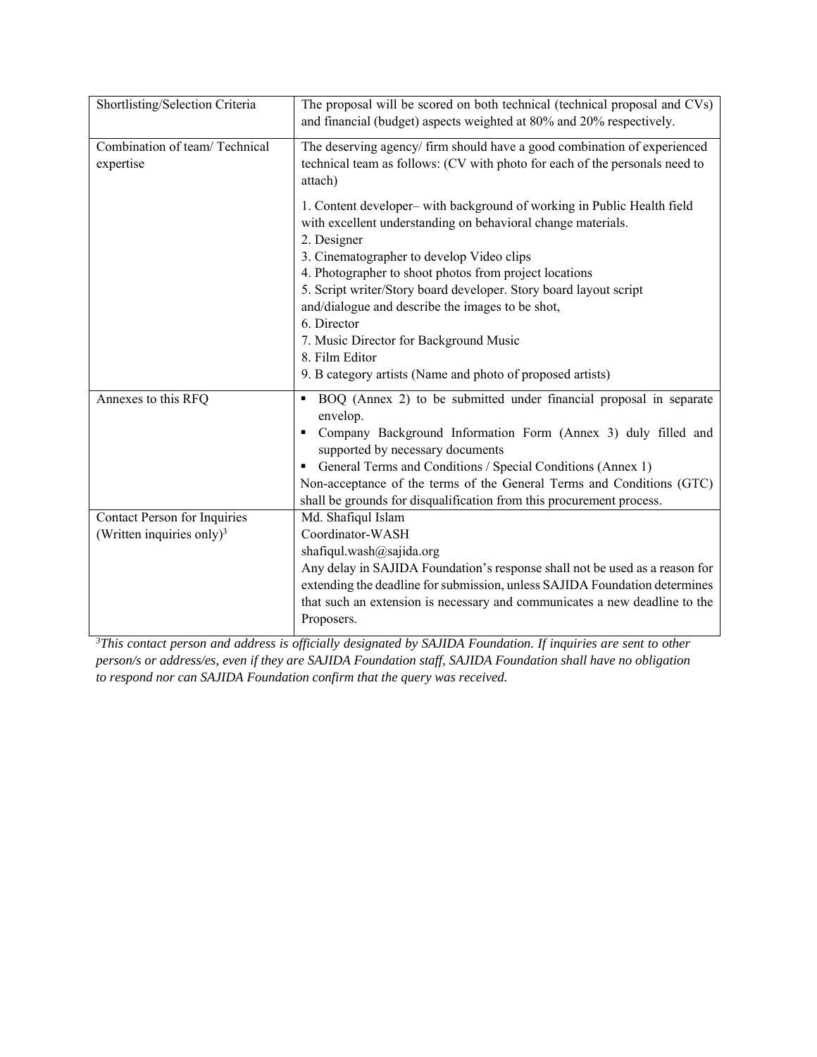| | |
|---|---|
| Shortlisting/Selection Criteria | The proposal will be scored on both technical (technical proposal and CVs) and financial (budget) aspects weighted at 80% and 20% respectively. |
| Combination of team/ Technical expertise | The deserving agency/ firm should have a good combination of experienced technical team as follows: (CV with photo for each of the personals need to attach)<br><br>1. Content developer– with background of working in Public Health field with excellent understanding on behavioral change materials.<br>2. Designer<br>3. Cinematographer to develop Video clips<br>4. Photographer to shoot photos from project locations<br>5. Script writer/Story board developer. Story board layout script and/dialogue and describe the images to be shot,<br>6. Director<br>7. Music Director for Background Music<br>8. Film Editor<br>9. B category artists (Name and photo of proposed artists) |
| Annexes to this RFQ | ▪ BOQ (Annex 2) to be submitted under financial proposal in separate envelop.<br>▪ Company Background Information Form (Annex 3) duly filled and supported by necessary documents<br>▪ General Terms and Conditions / Special Conditions (Annex 1)<br>Non-acceptance of the terms of the General Terms and Conditions (GTC) shall be grounds for disqualification from this procurement process. |
| Contact Person for Inquiries (Written inquiries only)[3] | Md. Shafiqul Islam<br>Coordinator-WASH<br>shafiqul.wash@sajida.org<br>Any delay in SAJIDA Foundation's response shall not be used as a reason for extending the deadline for submission, unless SAJIDA Foundation determines that such an extension is necessary and communicates a new deadline to the Proposers. |

*[3]This contact person and address is officially designated by SAJIDA Foundation. If inquiries are sent to other person/s or address/es, even if they are SAJIDA Foundation staff, SAJIDA Foundation shall have no obligation to respond nor can SAJIDA Foundation confirm that the query was received.*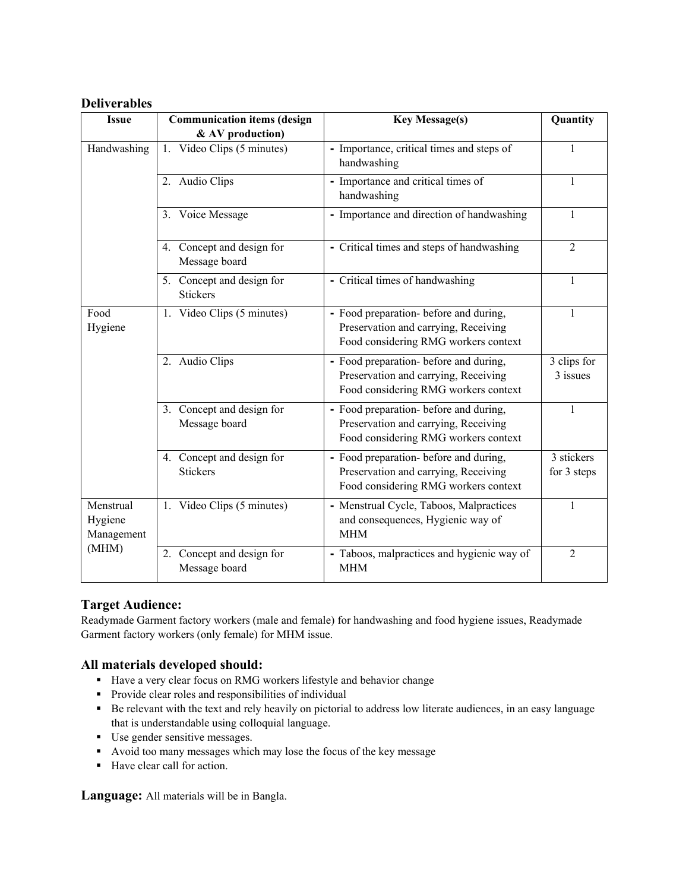### Deliverables

| Issue | Communication items (design & AV production) | Key Message(s) | Quantity |
|---|---|---|---|
| Handwashing | 1. Video Clips (5 minutes) | - Importance, critical times and steps of handwashing | 1 |
| | 2. Audio Clips | - Importance and critical times of handwashing | 1 |
| | 3. Voice Message | - Importance and direction of handwashing | 1 |
| | 4. Concept and design for Message board | - Critical times and steps of handwashing | 2 |
| | 5. Concept and design for Stickers | - Critical times of handwashing | 1 |
| Food Hygiene | 1. Video Clips (5 minutes) | - Food preparation- before and during, Preservation and carrying, Receiving Food considering RMG workers context | 1 |
| | 2. Audio Clips | - Food preparation- before and during, Preservation and carrying, Receiving Food considering RMG workers context | 3 clips for 3 issues |
| | 3. Concept and design for Message board | - Food preparation- before and during, Preservation and carrying, Receiving Food considering RMG workers context | 1 |
| | 4. Concept and design for Stickers | - Food preparation- before and during, Preservation and carrying, Receiving Food considering RMG workers context | 3 stickers for 3 steps |
| Menstrual Hygiene Management (MHM) | 1. Video Clips (5 minutes) | - Menstrual Cycle, Taboos, Malpractices and consequences, Hygienic way of MHM | 1 |
| | 2. Concept and design for Message board | - Taboos, malpractices and hygienic way of MHM | 2 |

## Target Audience:

Readymade Garment factory workers (male and female) for handwashing and food hygiene issues, Readymade Garment factory workers (only female) for MHM issue.

## All materials developed should:

- Have a very clear focus on RMG workers lifestyle and behavior change
- Provide clear roles and responsibilities of individual
- Be relevant with the text and rely heavily on pictorial to address low literate audiences, in an easy language that is understandable using colloquial language.
- Use gender sensitive messages.
- Avoid too many messages which may lose the focus of the key message
- Have clear call for action.

**Language:** All materials will be in Bangla.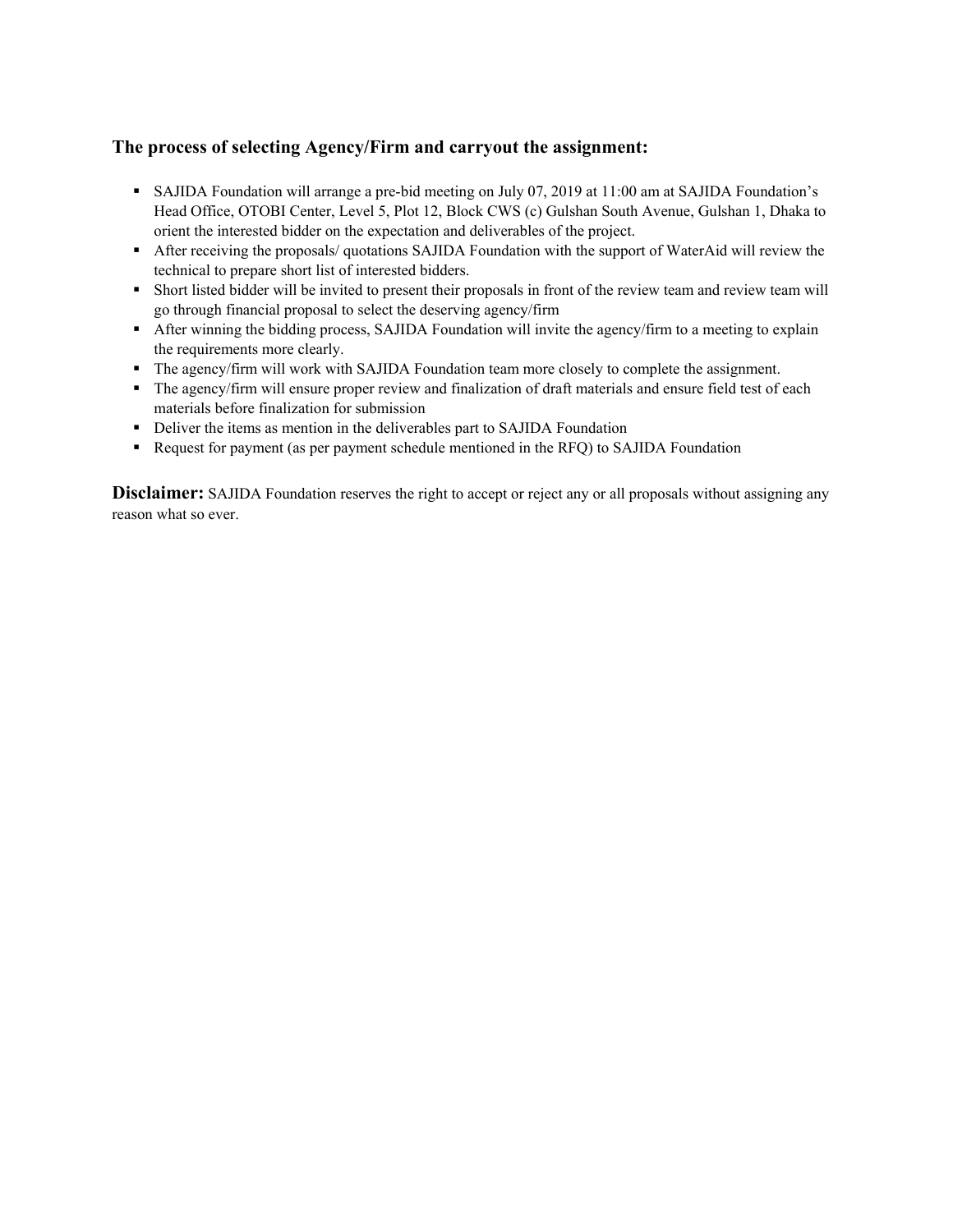### The process of selecting Agency/Firm and carryout the assignment:

- SAJIDA Foundation will arrange a pre-bid meeting on July 07, 2019 at 11:00 am at SAJIDA Foundation's Head Office, OTOBI Center, Level 5, Plot 12, Block CWS (c) Gulshan South Avenue, Gulshan 1, Dhaka to orient the interested bidder on the expectation and deliverables of the project.
- After receiving the proposals/ quotations SAJIDA Foundation with the support of WaterAid will review the technical to prepare short list of interested bidders.
- Short listed bidder will be invited to present their proposals in front of the review team and review team will go through financial proposal to select the deserving agency/firm
- After winning the bidding process, SAJIDA Foundation will invite the agency/firm to a meeting to explain the requirements more clearly.
- The agency/firm will work with SAJIDA Foundation team more closely to complete the assignment.
- The agency/firm will ensure proper review and finalization of draft materials and ensure field test of each materials before finalization for submission
- Deliver the items as mention in the deliverables part to SAJIDA Foundation
- Request for payment (as per payment schedule mentioned in the RFQ) to SAJIDA Foundation

**Disclaimer:** SAJIDA Foundation reserves the right to accept or reject any or all proposals without assigning any reason what so ever.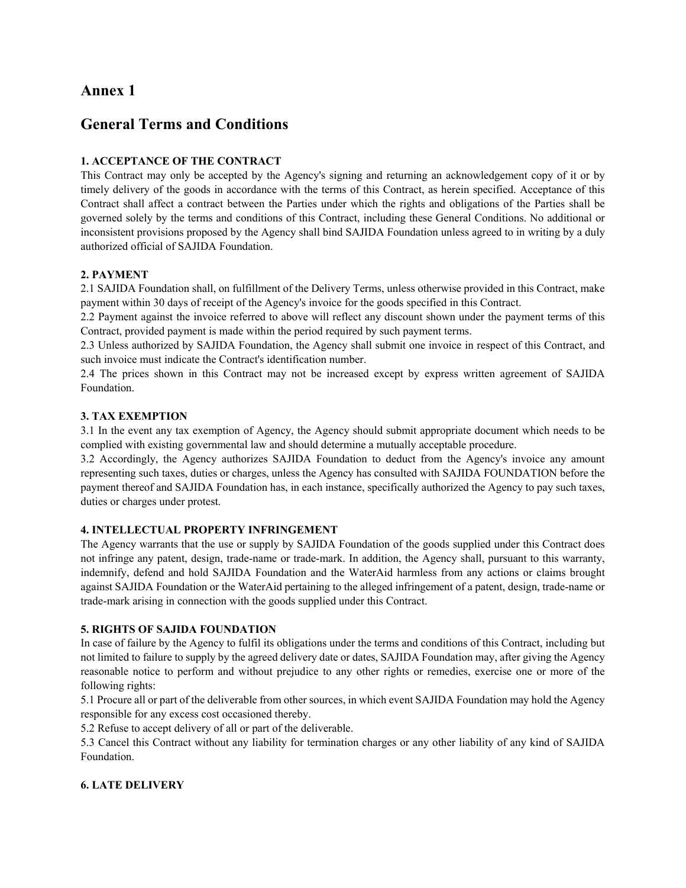# Annex 1

## General Terms and Conditions

**1. ACCEPTANCE OF THE CONTRACT**

This Contract may only be accepted by the Agency's signing and returning an acknowledgement copy of it or by timely delivery of the goods in accordance with the terms of this Contract, as herein specified. Acceptance of this Contract shall affect a contract between the Parties under which the rights and obligations of the Parties shall be governed solely by the terms and conditions of this Contract, including these General Conditions. No additional or inconsistent provisions proposed by the Agency shall bind SAJIDA Foundation unless agreed to in writing by a duly authorized official of SAJIDA Foundation.

**2. PAYMENT**

2.1 SAJIDA Foundation shall, on fulfillment of the Delivery Terms, unless otherwise provided in this Contract, make payment within 30 days of receipt of the Agency's invoice for the goods specified in this Contract.

2.2 Payment against the invoice referred to above will reflect any discount shown under the payment terms of this Contract, provided payment is made within the period required by such payment terms.

2.3 Unless authorized by SAJIDA Foundation, the Agency shall submit one invoice in respect of this Contract, and such invoice must indicate the Contract's identification number.

2.4 The prices shown in this Contract may not be increased except by express written agreement of SAJIDA Foundation.

**3. TAX EXEMPTION**

3.1 In the event any tax exemption of Agency, the Agency should submit appropriate document which needs to be complied with existing governmental law and should determine a mutually acceptable procedure.

3.2 Accordingly, the Agency authorizes SAJIDA Foundation to deduct from the Agency's invoice any amount representing such taxes, duties or charges, unless the Agency has consulted with SAJIDA FOUNDATION before the payment thereof and SAJIDA Foundation has, in each instance, specifically authorized the Agency to pay such taxes, duties or charges under protest.

**4. INTELLECTUAL PROPERTY INFRINGEMENT**

The Agency warrants that the use or supply by SAJIDA Foundation of the goods supplied under this Contract does not infringe any patent, design, trade-name or trade-mark. In addition, the Agency shall, pursuant to this warranty, indemnify, defend and hold SAJIDA Foundation and the WaterAid harmless from any actions or claims brought against SAJIDA Foundation or the WaterAid pertaining to the alleged infringement of a patent, design, trade-name or trade-mark arising in connection with the goods supplied under this Contract.

**5. RIGHTS OF SAJIDA FOUNDATION**

In case of failure by the Agency to fulfil its obligations under the terms and conditions of this Contract, including but not limited to failure to supply by the agreed delivery date or dates, SAJIDA Foundation may, after giving the Agency reasonable notice to perform and without prejudice to any other rights or remedies, exercise one or more of the following rights:

5.1 Procure all or part of the deliverable from other sources, in which event SAJIDA Foundation may hold the Agency responsible for any excess cost occasioned thereby.

5.2 Refuse to accept delivery of all or part of the deliverable.

5.3 Cancel this Contract without any liability for termination charges or any other liability of any kind of SAJIDA Foundation.

**6. LATE DELIVERY**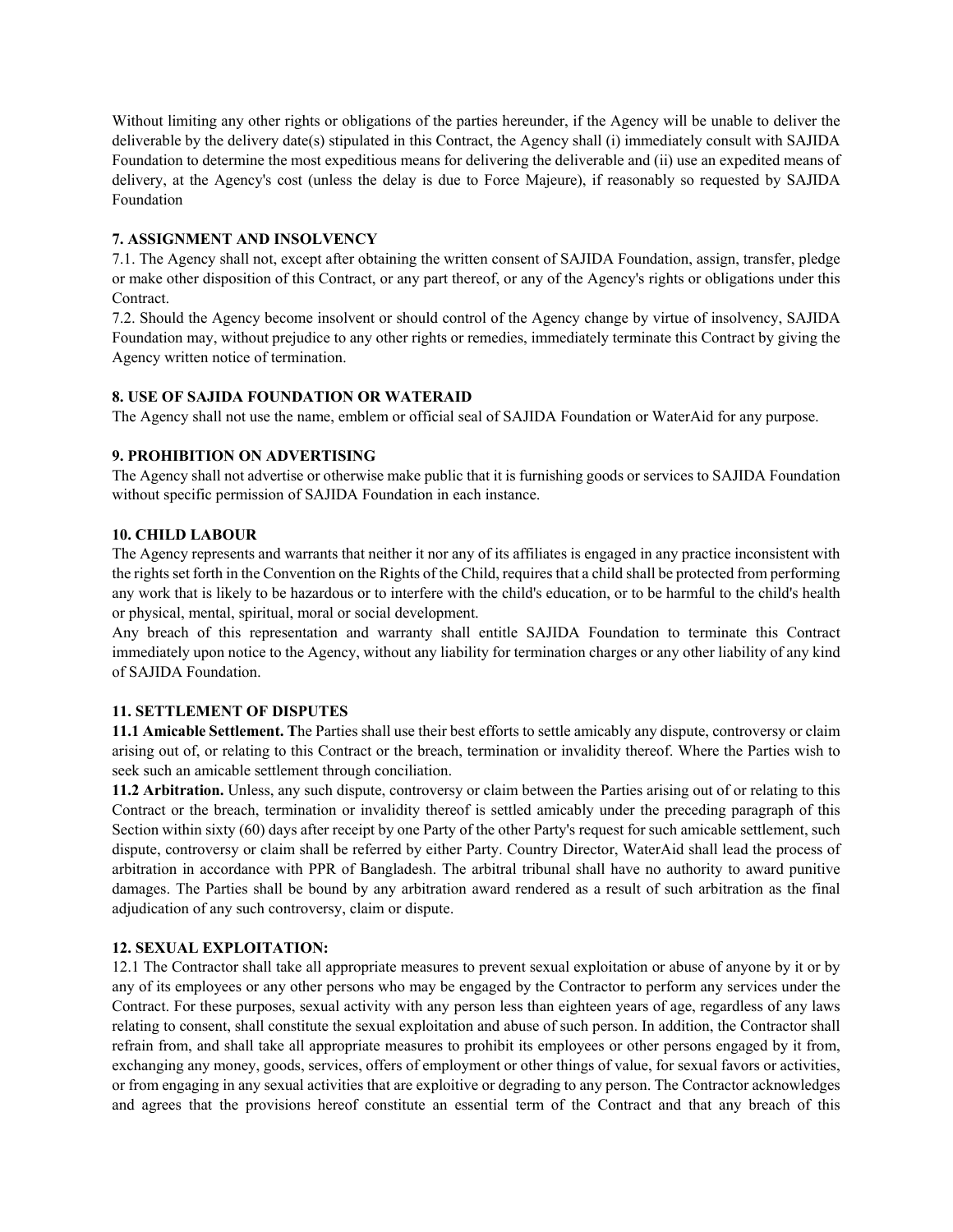Without limiting any other rights or obligations of the parties hereunder, if the Agency will be unable to deliver the deliverable by the delivery date(s) stipulated in this Contract, the Agency shall (i) immediately consult with SAJIDA Foundation to determine the most expeditious means for delivering the deliverable and (ii) use an expedited means of delivery, at the Agency's cost (unless the delay is due to Force Majeure), if reasonably so requested by SAJIDA Foundation

**7. ASSIGNMENT AND INSOLVENCY**

7.1. The Agency shall not, except after obtaining the written consent of SAJIDA Foundation, assign, transfer, pledge or make other disposition of this Contract, or any part thereof, or any of the Agency's rights or obligations under this Contract.

7.2. Should the Agency become insolvent or should control of the Agency change by virtue of insolvency, SAJIDA Foundation may, without prejudice to any other rights or remedies, immediately terminate this Contract by giving the Agency written notice of termination.

**8. USE OF SAJIDA FOUNDATION OR WATERAID**

The Agency shall not use the name, emblem or official seal of SAJIDA Foundation or WaterAid for any purpose.

**9. PROHIBITION ON ADVERTISING**

The Agency shall not advertise or otherwise make public that it is furnishing goods or services to SAJIDA Foundation without specific permission of SAJIDA Foundation in each instance.

**10. CHILD LABOUR**

The Agency represents and warrants that neither it nor any of its affiliates is engaged in any practice inconsistent with the rights set forth in the Convention on the Rights of the Child, requires that a child shall be protected from performing any work that is likely to be hazardous or to interfere with the child's education, or to be harmful to the child's health or physical, mental, spiritual, moral or social development.

Any breach of this representation and warranty shall entitle SAJIDA Foundation to terminate this Contract immediately upon notice to the Agency, without any liability for termination charges or any other liability of any kind of SAJIDA Foundation.

**11. SETTLEMENT OF DISPUTES**

**11.1 Amicable Settlement. T**he Parties shall use their best efforts to settle amicably any dispute, controversy or claim arising out of, or relating to this Contract or the breach, termination or invalidity thereof. Where the Parties wish to seek such an amicable settlement through conciliation.

**11.2 Arbitration.** Unless, any such dispute, controversy or claim between the Parties arising out of or relating to this Contract or the breach, termination or invalidity thereof is settled amicably under the preceding paragraph of this Section within sixty (60) days after receipt by one Party of the other Party's request for such amicable settlement, such dispute, controversy or claim shall be referred by either Party. Country Director, WaterAid shall lead the process of arbitration in accordance with PPR of Bangladesh. The arbitral tribunal shall have no authority to award punitive damages. The Parties shall be bound by any arbitration award rendered as a result of such arbitration as the final adjudication of any such controversy, claim or dispute.

**12. SEXUAL EXPLOITATION:**

12.1 The Contractor shall take all appropriate measures to prevent sexual exploitation or abuse of anyone by it or by any of its employees or any other persons who may be engaged by the Contractor to perform any services under the Contract. For these purposes, sexual activity with any person less than eighteen years of age, regardless of any laws relating to consent, shall constitute the sexual exploitation and abuse of such person. In addition, the Contractor shall refrain from, and shall take all appropriate measures to prohibit its employees or other persons engaged by it from, exchanging any money, goods, services, offers of employment or other things of value, for sexual favors or activities, or from engaging in any sexual activities that are exploitive or degrading to any person. The Contractor acknowledges and agrees that the provisions hereof constitute an essential term of the Contract and that any breach of this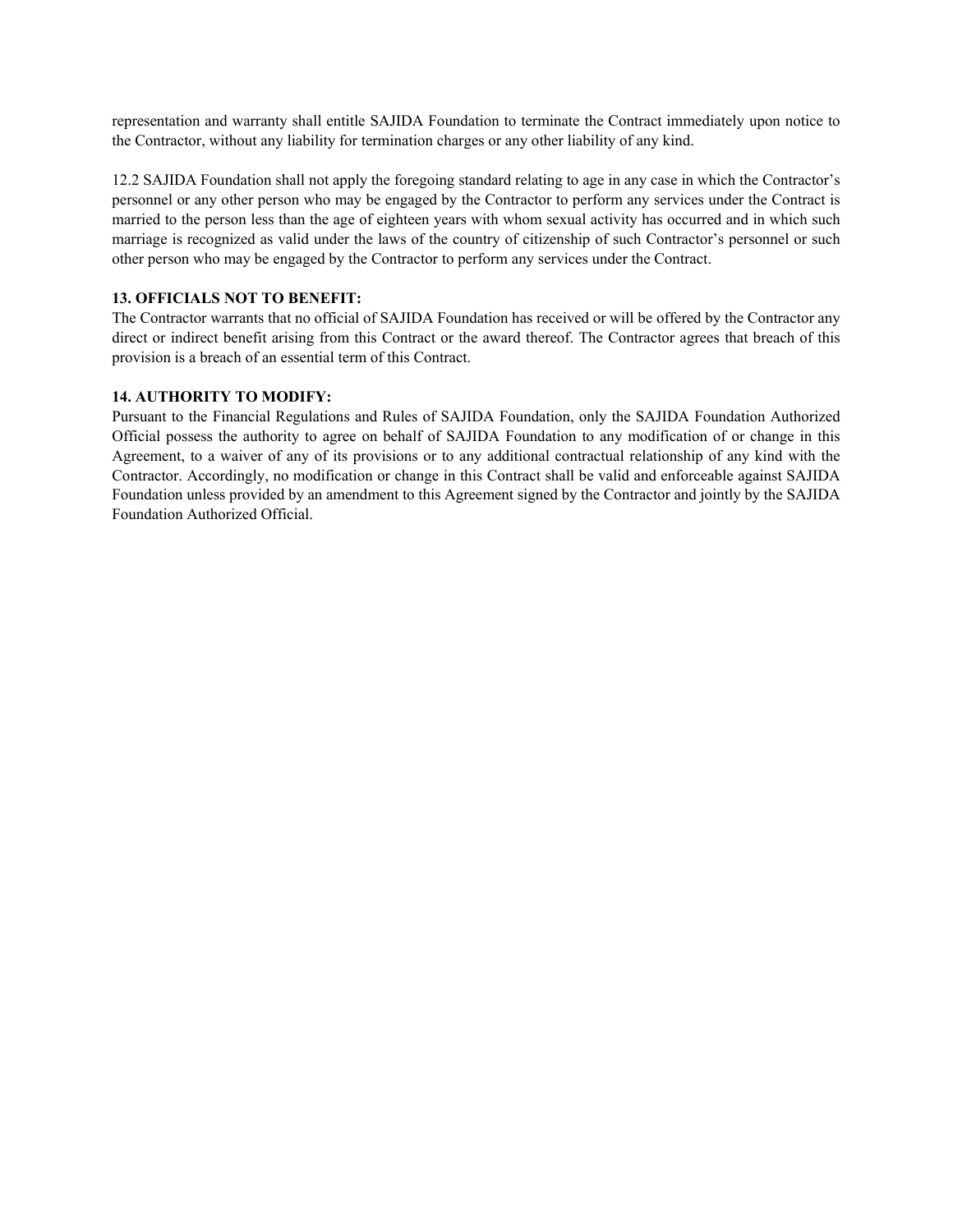representation and warranty shall entitle SAJIDA Foundation to terminate the Contract immediately upon notice to the Contractor, without any liability for termination charges or any other liability of any kind.

12.2 SAJIDA Foundation shall not apply the foregoing standard relating to age in any case in which the Contractor's personnel or any other person who may be engaged by the Contractor to perform any services under the Contract is married to the person less than the age of eighteen years with whom sexual activity has occurred and in which such marriage is recognized as valid under the laws of the country of citizenship of such Contractor's personnel or such other person who may be engaged by the Contractor to perform any services under the Contract.

**13. OFFICIALS NOT TO BENEFIT:**

The Contractor warrants that no official of SAJIDA Foundation has received or will be offered by the Contractor any direct or indirect benefit arising from this Contract or the award thereof. The Contractor agrees that breach of this provision is a breach of an essential term of this Contract.

**14. AUTHORITY TO MODIFY:**

Pursuant to the Financial Regulations and Rules of SAJIDA Foundation, only the SAJIDA Foundation Authorized Official possess the authority to agree on behalf of SAJIDA Foundation to any modification of or change in this Agreement, to a waiver of any of its provisions or to any additional contractual relationship of any kind with the Contractor. Accordingly, no modification or change in this Contract shall be valid and enforceable against SAJIDA Foundation unless provided by an amendment to this Agreement signed by the Contractor and jointly by the SAJIDA Foundation Authorized Official.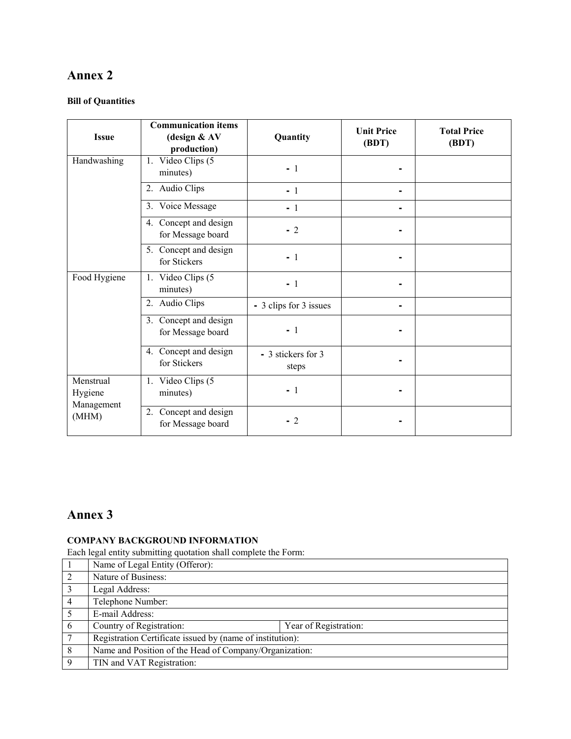## Annex 2

**Bill of Quantities**

| Issue | Communication items (design & AV production) | Quantity | Unit Price (BDT) | Total Price (BDT) |
|---|---|---|---|---|
| Handwashing | 1. Video Clips (5 minutes) | - 1 | - | |
| | 2. Audio Clips | - 1 | - | |
| | 3. Voice Message | - 1 | - | |
| | 4. Concept and design for Message board | - 2 | - | |
| | 5. Concept and design for Stickers | - 1 | - | |
| Food Hygiene | 1. Video Clips (5 minutes) | - 1 | - | |
| | 2. Audio Clips | - 3 clips for 3 issues | - | |
| | 3. Concept and design for Message board | - 1 | - | |
| | 4. Concept and design for Stickers | - 3 stickers for 3 steps | - | |
| Menstrual Hygiene Management (MHM) | 1. Video Clips (5 minutes) | - 1 | - | |
| | 2. Concept and design for Message board | - 2 | - | |

## Annex 3

**COMPANY BACKGROUND INFORMATION**

Each legal entity submitting quotation shall complete the Form:

| | | |
|---|---|---|
| 1 | Name of Legal Entity (Offeror): | |
| 2 | Nature of Business: | |
| 3 | Legal Address: | |
| 4 | Telephone Number: | |
| 5 | E-mail Address: | |
| 6 | Country of Registration: | Year of Registration: |
| 7 | Registration Certificate issued by (name of institution): | |
| 8 | Name and Position of the Head of Company/Organization: | |
| 9 | TIN and VAT Registration: | |